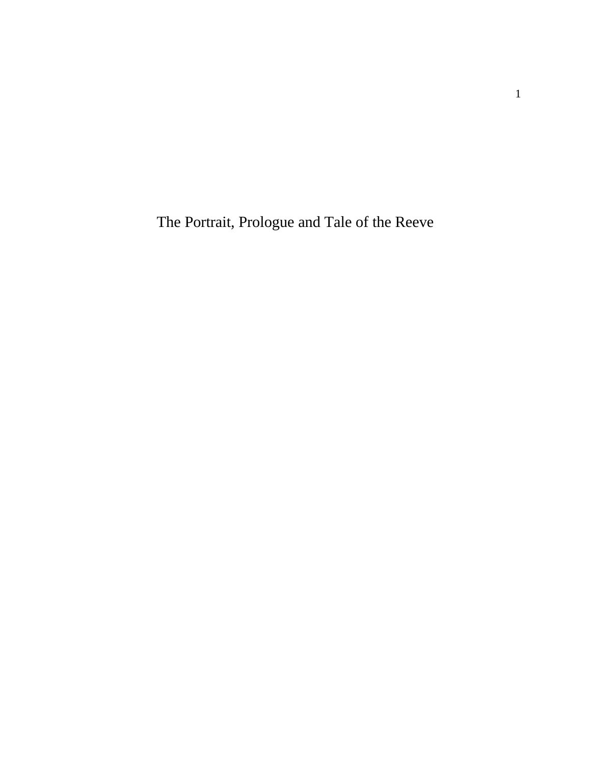# The Portrait, Prologue and Tale of the Reeve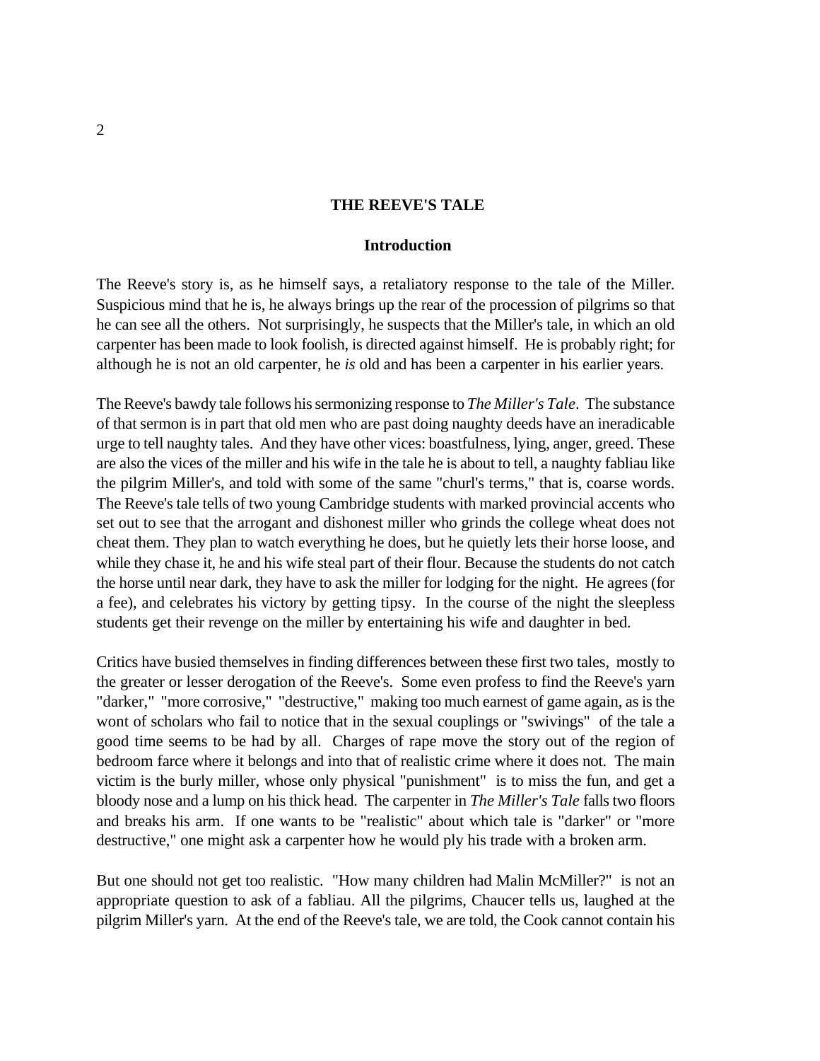## THE REEVE'S TALE

### Introduction

The Reeve's story is, as he himself says, a retaliatory response to the tale of the Miller. Suspicious mind that he is, he always brings up the rear of the procession of pilgrims so that he can see all the others. Not surprisingly, he suspects that the Miller's tale, in which an old carpenter has been made to look foolish, is directed against himself. He is probably right; for although he is not an old carpenter, he *is* old and has been a carpenter in his earlier years.

The Reeve's bawdy tale follows his sermonizing response to *The Miller's Tale*. The substance of that sermon is in part that old men who are past doing naughty deeds have an ineradicable urge to tell naughty tales. And they have other vices: boastfulness, lying, anger, greed. These are also the vices of the miller and his wife in the tale he is about to tell, a naughty fabliau like the pilgrim Miller's, and told with some of the same "churl's terms," that is, coarse words. The Reeve's tale tells of two young Cambridge students with marked provincial accents who set out to see that the arrogant and dishonest miller who grinds the college wheat does not cheat them. They plan to watch everything he does, but he quietly lets their horse loose, and while they chase it, he and his wife steal part of their flour. Because the students do not catch the horse until near dark, they have to ask the miller for lodging for the night. He agrees (for a fee), and celebrates his victory by getting tipsy. In the course of the night the sleepless students get their revenge on the miller by entertaining his wife and daughter in bed.

Critics have busied themselves in finding differences between these first two tales, mostly to the greater or lesser derogation of the Reeve's. Some even profess to find the Reeve's yarn "darker," "more corrosive," "destructive," making too much earnest of game again, as is the wont of scholars who fail to notice that in the sexual couplings or "swivings" of the tale a good time seems to be had by all. Charges of rape move the story out of the region of bedroom farce where it belongs and into that of realistic crime where it does not. The main victim is the burly miller, whose only physical "punishment" is to miss the fun, and get a bloody nose and a lump on his thick head. The carpenter in *The Miller's Tale* falls two floors and breaks his arm. If one wants to be "realistic" about which tale is "darker" or "more destructive," one might ask a carpenter how he would ply his trade with a broken arm.

But one should not get too realistic. "How many children had Malin McMiller?" is not an appropriate question to ask of a fabliau. All the pilgrims, Chaucer tells us, laughed at the pilgrim Miller's yarn. At the end of the Reeve's tale, we are told, the Cook cannot contain his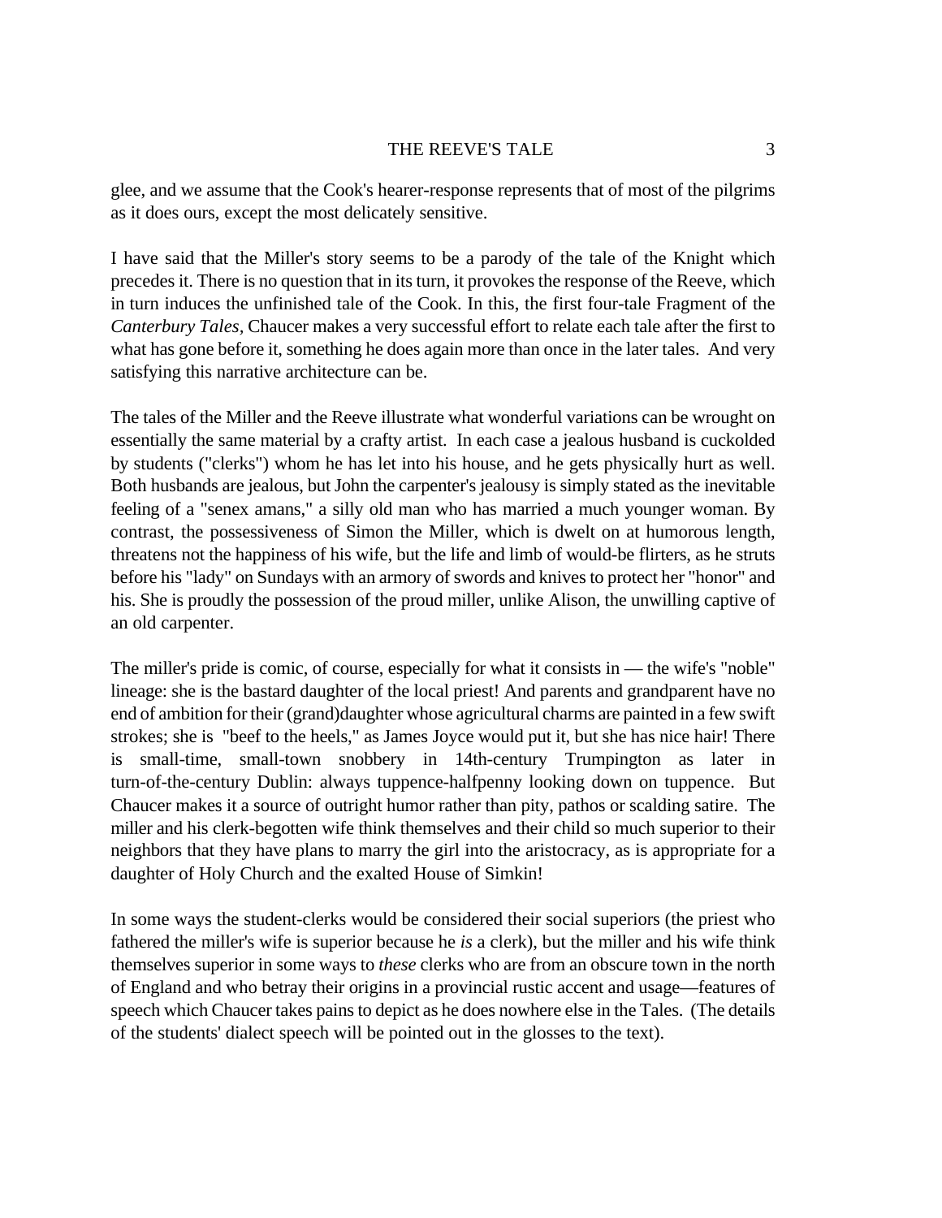glee, and we assume that the Cook's hearer-response represents that of most of the pilgrims as it does ours, except the most delicately sensitive.

I have said that the Miller's story seems to be a parody of the tale of the Knight which precedes it. There is no question that in its turn, it provokes the response of the Reeve, which in turn induces the unfinished tale of the Cook. In this, the first four-tale Fragment of the *Canterbury Tales*, Chaucer makes a very successful effort to relate each tale after the first to what has gone before it, something he does again more than once in the later tales. And very satisfying this narrative architecture can be.

The tales of the Miller and the Reeve illustrate what wonderful variations can be wrought on essentially the same material by a crafty artist. In each case a jealous husband is cuckolded by students ("clerks") whom he has let into his house, and he gets physically hurt as well. Both husbands are jealous, but John the carpenter's jealousy is simply stated as the inevitable feeling of a "senex amans," a silly old man who has married a much younger woman. By contrast, the possessiveness of Simon the Miller, which is dwelt on at humorous length, threatens not the happiness of his wife, but the life and limb of would-be flirters, as he struts before his "lady" on Sundays with an armory of swords and knives to protect her "honor" and his. She is proudly the possession of the proud miller, unlike Alison, the unwilling captive of an old carpenter.

The miller's pride is comic, of course, especially for what it consists in — the wife's "noble" lineage: she is the bastard daughter of the local priest! And parents and grandparent have no end of ambition for their (grand)daughter whose agricultural charms are painted in a few swift strokes; she is "beef to the heels," as James Joyce would put it, but she has nice hair! There is small-time, small-town snobbery in 14th-century Trumpington as later in turn-of-the-century Dublin: always tuppence-halfpenny looking down on tuppence. But Chaucer makes it a source of outright humor rather than pity, pathos or scalding satire. The miller and his clerk-begotten wife think themselves and their child so much superior to their neighbors that they have plans to marry the girl into the aristocracy, as is appropriate for a daughter of Holy Church and the exalted House of Simkin!

In some ways the student-clerks would be considered their social superiors (the priest who fathered the miller's wife is superior because he *is* a clerk), but the miller and his wife think themselves superior in some ways to *these* clerks who are from an obscure town in the north of England and who betray their origins in a provincial rustic accent and usage—features of speech which Chaucer takes pains to depict as he does nowhere else in the Tales. (The details of the students' dialect speech will be pointed out in the glosses to the text).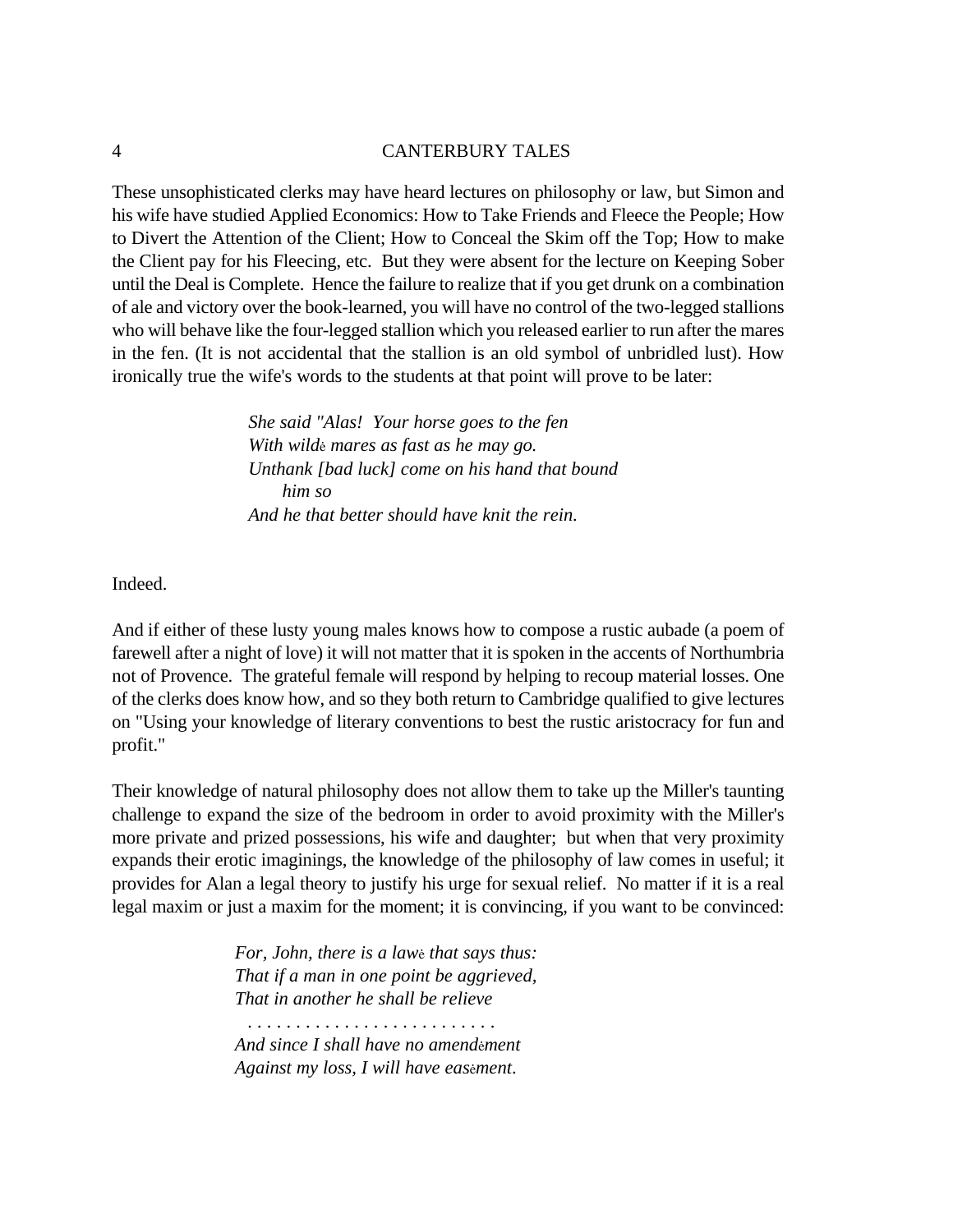These unsophisticated clerks may have heard lectures on philosophy or law, but Simon and his wife have studied Applied Economics: How to Take Friends and Fleece the People; How to Divert the Attention of the Client; How to Conceal the Skim off the Top; How to make the Client pay for his Fleecing, etc. But they were absent for the lecture on Keeping Sober until the Deal is Complete. Hence the failure to realize that if you get drunk on a combination of ale and victory over the book-learned, you will have no control of the two-legged stallions who will behave like the four-legged stallion which you released earlier to run after the mares in the fen. (It is not accidental that the stallion is an old symbol of unbridled lust). How ironically true the wife's words to the students at that point will prove to be later:

> *She said "Alas! Your horse goes to the fen*
> *With wildė mares as fast as he may go.*
> *Unthank [bad luck] come on his hand that bound*
> *him so*
> *And he that better should have knit the rein.*

Indeed.

And if either of these lusty young males knows how to compose a rustic aubade (a poem of farewell after a night of love) it will not matter that it is spoken in the accents of Northumbria not of Provence. The grateful female will respond by helping to recoup material losses. One of the clerks does know how, and so they both return to Cambridge qualified to give lectures on "Using your knowledge of literary conventions to best the rustic aristocracy for fun and profit."

Their knowledge of natural philosophy does not allow them to take up the Miller's taunting challenge to expand the size of the bedroom in order to avoid proximity with the Miller's more private and prized possessions, his wife and daughter; but when that very proximity expands their erotic imaginings, the knowledge of the philosophy of law comes in useful; it provides for Alan a legal theory to justify his urge for sexual relief. No matter if it is a real legal maxim or just a maxim for the moment; it is convincing, if you want to be convinced:

> *For, John, there is a lawė that says thus:*
> *That if a man in one point be aggrieved,*
> *That in another he shall be relieve*
> . . . . . . . . . . . . . . . . . . . . . . . . .
> *And since I shall have no amendėment*
> *Against my loss, I will have easėment.*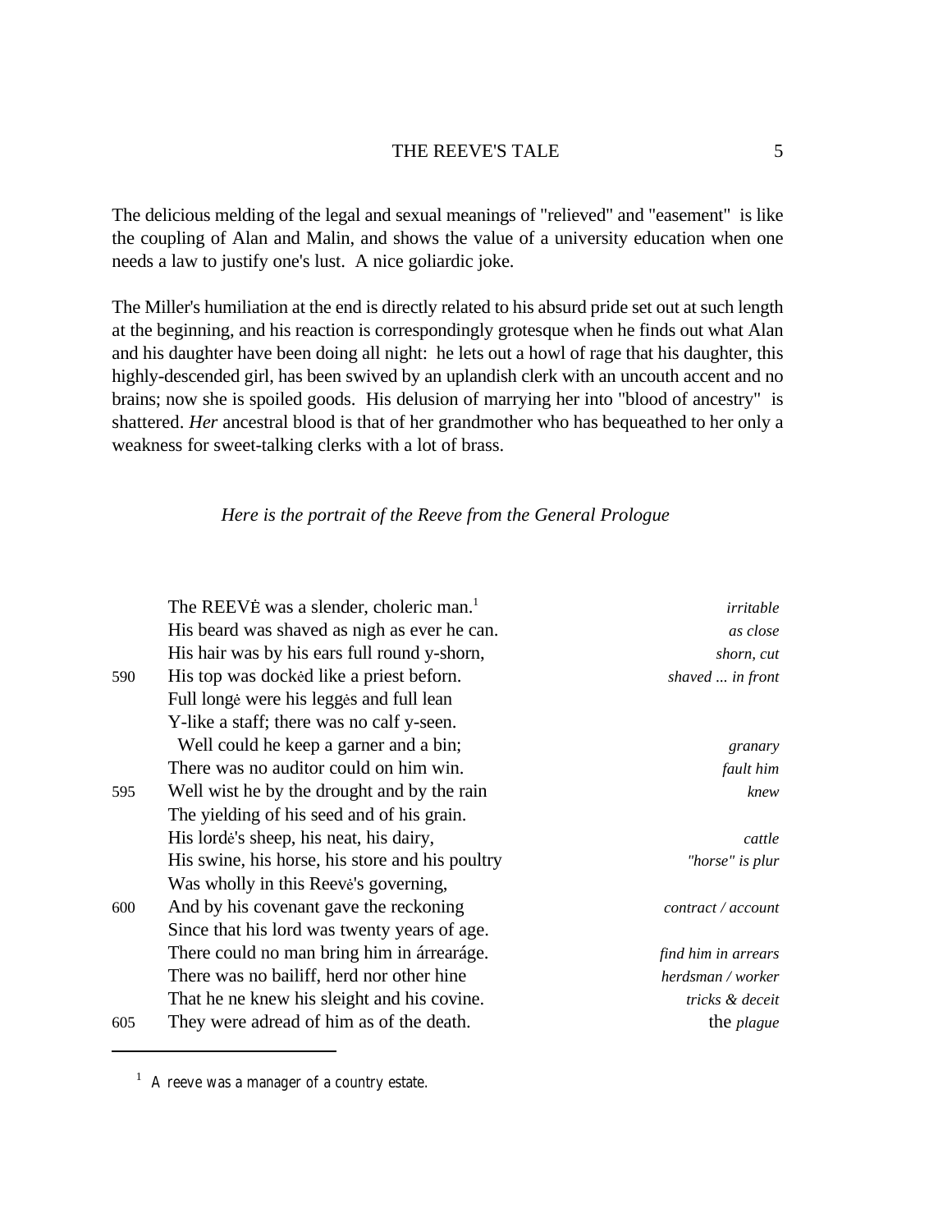The delicious melding of the legal and sexual meanings of "relieved" and "easement" is like the coupling of Alan and Malin, and shows the value of a university education when one needs a law to justify one's lust. A nice goliardic joke.

The Miller's humiliation at the end is directly related to his absurd pride set out at such length at the beginning, and his reaction is correspondingly grotesque when he finds out what Alan and his daughter have been doing all night: he lets out a howl of rage that his daughter, this highly-descended girl, has been swived by an uplandish clerk with an uncouth accent and no brains; now she is spoiled goods. His delusion of marrying her into "blood of ancestry" is shattered. *Her* ancestral blood is that of her grandmother who has bequeathed to her only a weakness for sweet-talking clerks with a lot of brass.

*Here is the portrait of the Reeve from the General Prologue*

| | | |
|---|---|---|
| | The REEVĖ was a slender, choleric man.[1] | *irritable* |
| | His beard was shaved as nigh as ever he can. | *as close* |
| | His hair was by his ears full round y-shorn, | *shorn, cut* |
| 590 | His top was dockėd like a priest beforn. | *shaved ... in front* |
| | Full longė were his leggės and full lean | |
| | Y-like a staff; there was no calf y-seen. | |
| | Well could he keep a garner and a bin; | *granary* |
| | There was no auditor could on him win. | *fault him* |
| 595 | Well wist he by the drought and by the rain | *knew* |
| | The yielding of his seed and of his grain. | |
| | His lordė's sheep, his neat, his dairy, | *cattle* |
| | His swine, his horse, his store and his poultry | *"horse" is plur* |
| | Was wholly in this Reevė's governing, | |
| 600 | And by his covenant gave the reckoning | *contract / account* |
| | Since that his lord was twenty years of age. | |
| | There could no man bring him in árrearáge. | *find him in arrears* |
| | There was no bailiff, herd nor other hine | *herdsman / worker* |
| | That he ne knew his sleight and his covine. | *tricks & deceit* |
| 605 | They were adread of him as of the death. | the *plague* |

[1] A reeve was a manager of a country estate.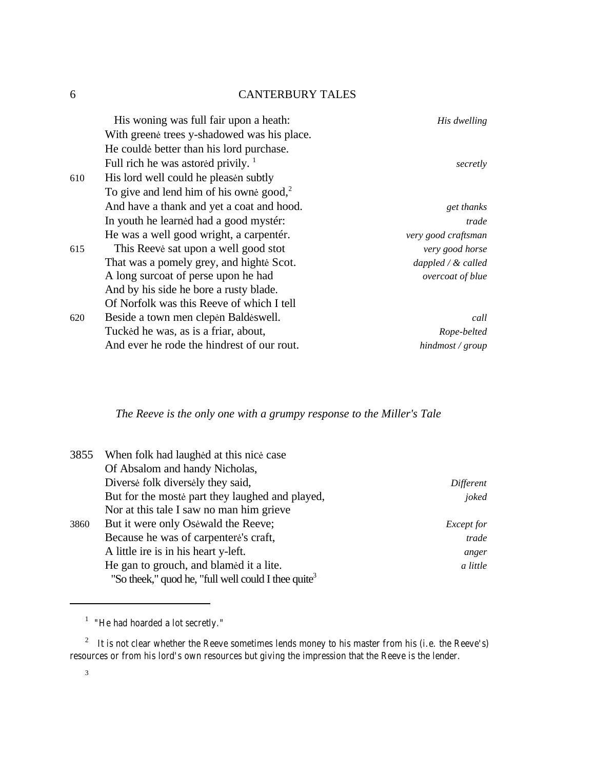His woning was full fair upon a heath: — *His dwelling*
With greenė trees y-shadowed was his place.
He couldė better than his lord purchase.
Full rich he was astorėd privily. [1] — *secretly*

610 His lord well could he pleasėn subtly
To give and lend him of his ownė good,[2]
And have a thank and yet a coat and hood. — *get thanks*
In youth he learnėd had a good mystér: — *trade*
He was a well good wright, a carpentér. — *very good craftsman*

615 This Reevė sat upon a well good stot — *very good horse*
That was a pomely grey, and hightė Scot. — *dappled / & called*
A long surcoat of perse upon he had — *overcoat of blue*
And by his side he bore a rusty blade.
Of Norfolk was this Reeve of which I tell

620 Beside a town men clepėn Baldėswell. — *call*
Tuckėd he was, as is a friar, about, — *Rope-belted*
And ever he rode the hindrest of our rout. — *hindmost / group*

*The Reeve is the only one with a grumpy response to the Miller's Tale*

3855 When folk had laughėd at this nicė case
Of Absalom and handy Nicholas,
Diversė folk diversėly they said, — *Different*
But for the mostė part they laughed and played, — *joked*
Nor at this tale I saw no man him grieve

3860 But it were only Osėwald the Reeve; — *Except for*
Because he was of carpenterė's craft, — *trade*
A little ire is in his heart y-left. — *anger*
He gan to grouch, and blamėd it a lite. — *a little*
"So theek," quod he, "full well could I thee quite[3]

---

[1] "He had hoarded a lot secretly."

[2] It is not clear whether the Reeve sometimes lends money to his master from his (i.e. the Reeve's) resources or from his lord's own resources but giving the impression that the Reeve is the lender.

[3]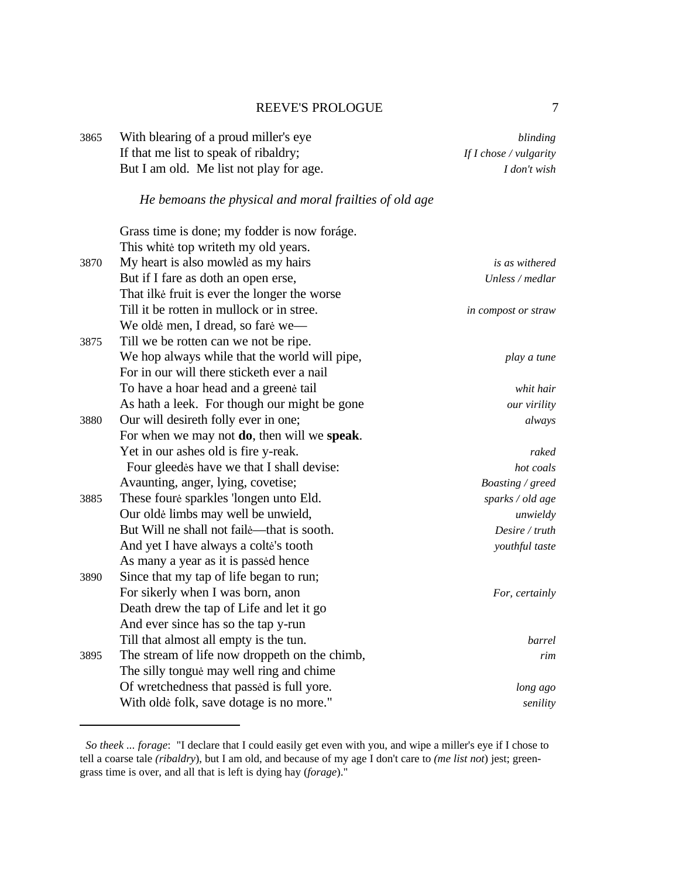| | | |
|---|---|---|
| 3865 | With blearing of a proud miller's eye | *blinding* |
| | If that me list to speak of ribaldry; | *If I chose / vulgarity* |
| | But I am old. Me list not play for age. | *I don't wish* |

*He bemoans the physical and moral frailties of old age*

| | | |
|---|---|---|
| | Grass time is done; my fodder is now foráge. | |
| | This whitė top writeth my old years. | |
| 3870 | My heart is also mowlėd as my hairs | *is as withered* |
| | But if I fare as doth an open erse, | *Unless / medlar* |
| | That ilkė fruit is ever the longer the worse | |
| | Till it be rotten in mullock or in stree. | *in compost or straw* |
| | We oldė men, I dread, so farė we— | |
| 3875 | Till we be rotten can we not be ripe. | |
| | We hop always while that the world will pipe, | *play a tune* |
| | For in our will there sticketh ever a nail | |
| | To have a hoar head and a greenė tail | *whit hair* |
| | As hath a leek. For though our might be gone | *our virility* |
| 3880 | Our will desireth folly ever in one; | *always* |
| | For when we may not **do**, then will we **speak**. | |
| | Yet in our ashes old is fire y-reak. | *raked* |
| | Four gleedės have we that I shall devise: | *hot coals* |
| | Avaunting, anger, lying, covetise; | *Boasting / greed* |
| 3885 | These fourė sparkles 'longen unto Eld. | *sparks / old age* |
| | Our oldė limbs may well be unwield, | *unwieldy* |
| | But Will ne shall not failė—that is sooth. | *Desire / truth* |
| | And yet I have always a coltė's tooth | *youthful taste* |
| | As many a year as it is passėd hence | |
| 3890 | Since that my tap of life began to run; | |
| | For sikerly when I was born, anon | *For, certainly* |
| | Death drew the tap of Life and let it go | |
| | And ever since has so the tap y-run | |
| | Till that almost all empty is the tun. | *barrel* |
| 3895 | The stream of life now droppeth on the chimb, | *rim* |
| | The silly tonguė may well ring and chime | |
| | Of wretchedness that passėd is full yore. | *long ago* |
| | With oldė folk, save dotage is no more." | *senility* |

---

*So theek ... forage*: "I declare that I could easily get even with you, and wipe a miller's eye if I chose to tell a coarse tale *(ribaldry*), but I am old, and because of my age I don't care to *(me list not*) jest; green-grass time is over, and all that is left is dying hay (*forage*)."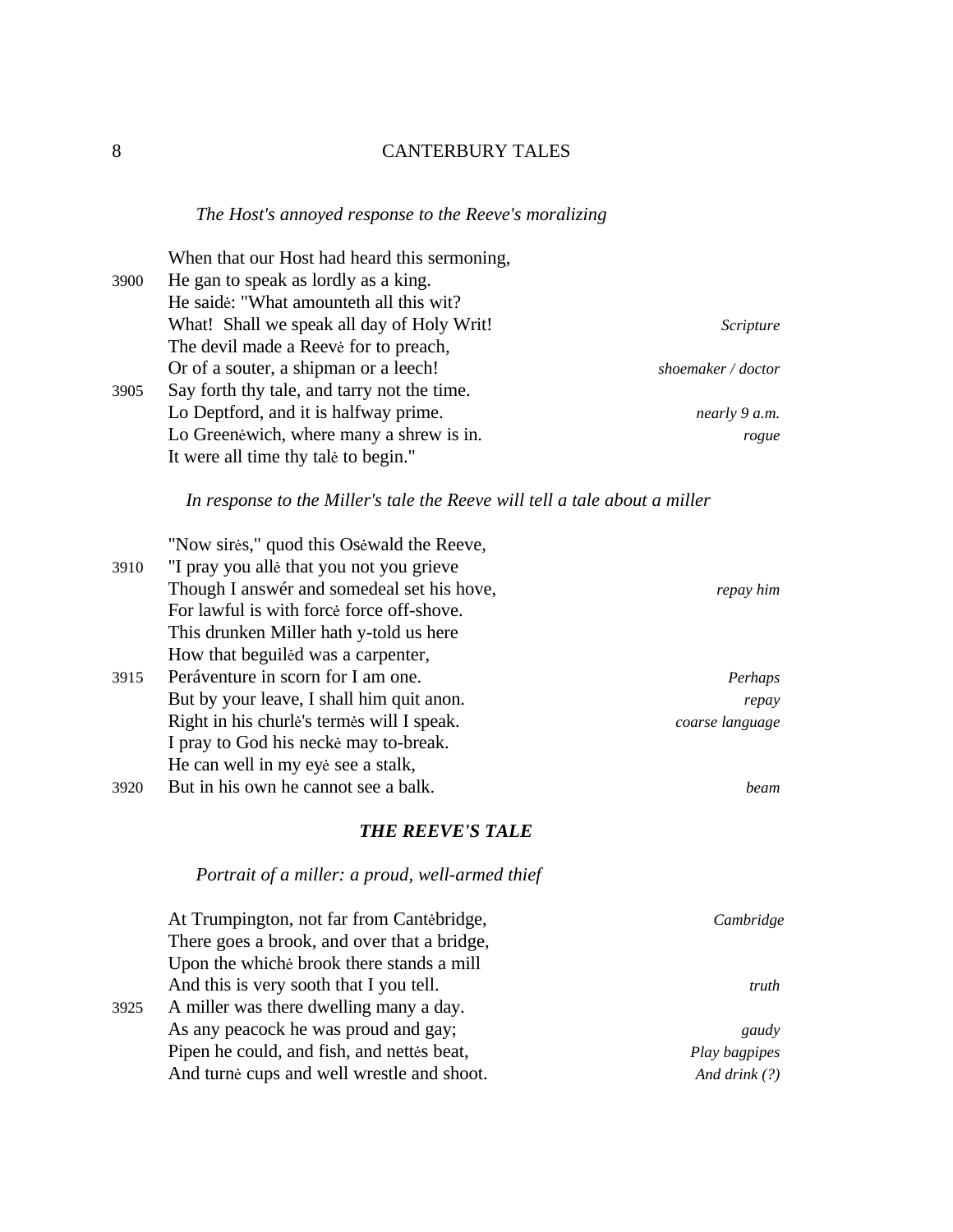*The Host's annoyed response to the Reeve's moralizing*

When that our Host had heard this sermoning,  
3900 He gan to speak as lordly as a king.  
He saidė: "What amounteth all this wit?  
What! Shall we speak all day of Holy Writ! — *Scripture*  
The devil made a Reevė for to preach,  
Or of a souter, a shipman or a leech! — *shoemaker / doctor*  
3905 Say forth thy tale, and tarry not the time.  
Lo Deptford, and it is halfway prime. — *nearly 9 a.m.*  
Lo Greenėwich, where many a shrew is in. — *rogue*  
It were all time thy talė to begin."

*In response to the Miller's tale the Reeve will tell a tale about a miller*

"Now sirės," quod this Osėwald the Reeve,  
3910 "I pray you allė that you not you grieve  
Though I answér and somedeal set his hove, — *repay him*  
For lawful is with forcė force off-shove.  
This drunken Miller hath y-told us here  
How that beguilėd was a carpenter,  
3915 Peráventure in scorn for I am one. — *Perhaps*  
But by your leave, I shall him quit anon. — *repay*  
Right in his churlė's termės will I speak. — *coarse language*  
I pray to God his neckė may to-break.  
He can well in my eyė see a stalk,  
3920 But in his own he cannot see a balk. — *beam*

## *THE REEVE'S TALE*

*Portrait of a miller: a proud, well-armed thief*

At Trumpington, not far from Cantėbridge, — *Cambridge*  
There goes a brook, and over that a bridge,  
Upon the whichė brook there stands a mill  
And this is very sooth that I you tell. — *truth*  
3925 A miller was there dwelling many a day.  
As any peacock he was proud and gay; — *gaudy*  
Pipen he could, and fish, and nettės beat, — *Play bagpipes*  
And turnė cups and well wrestle and shoot. — *And drink (?)*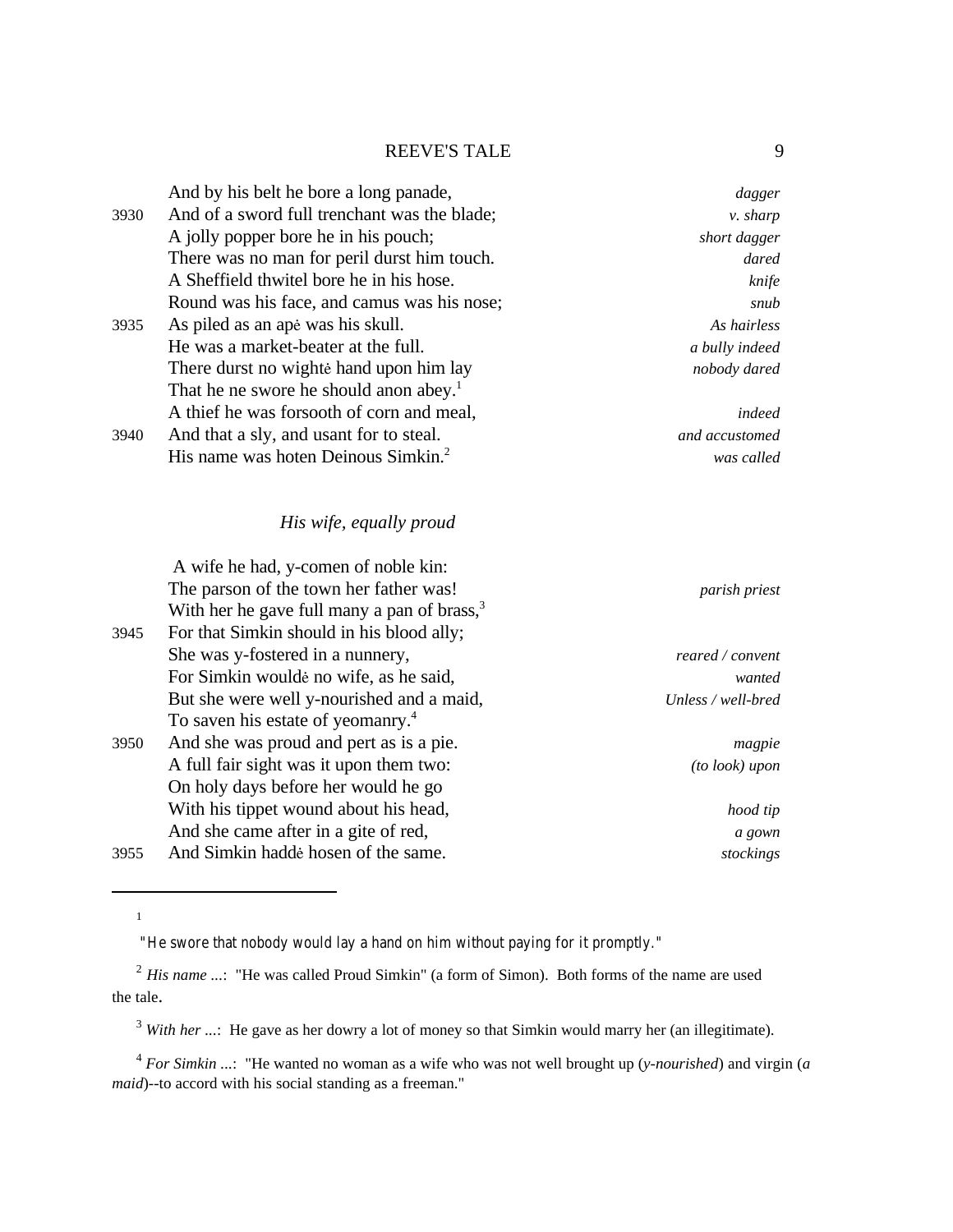| | | |
|---|---|---|
| | And by his belt he bore a long panade, | *dagger* |
| 3930 | And of a sword full trenchant was the blade; | *v. sharp* |
| | A jolly popper bore he in his pouch; | *short dagger* |
| | There was no man for peril durst him touch. | *dared* |
| | A Sheffield thwitel bore he in his hose. | *knife* |
| | Round was his face, and camus was his nose; | *snub* |
| 3935 | As piled as an apė was his skull. | *As hairless* |
| | He was a market-beater at the full. | *a bully indeed* |
| | There durst no wightė hand upon him lay | *nobody dared* |
| | That he ne swore he should anon abey.[1] | |
| | A thief he was forsooth of corn and meal, | *indeed* |
| 3940 | And that a sly, and usant for to steal. | *and accustomed* |
| | His name was hoten Deinous Simkin.[2] | *was called* |

### *His wife, equally proud*

| | | |
|---|---|---|
| | A wife he had, y-comen of noble kin: | |
| | The parson of the town her father was! | *parish priest* |
| | With her he gave full many a pan of brass,[3] | |
| 3945 | For that Simkin should in his blood ally; | |
| | She was y-fostered in a nunnery, | *reared / convent* |
| | For Simkin wouldė no wife, as he said, | *wanted* |
| | But she were well y-nourished and a maid, | *Unless / well-bred* |
| | To saven his estate of yeomanry.[4] | |
| 3950 | And she was proud and pert as is a pie. | *magpie* |
| | A full fair sight was it upon them two: | *(to look) upon* |
| | On holy days before her would he go | |
| | With his tippet wound about his head, | *hood tip* |
| | And she came after in a gite of red, | *a gown* |
| 3955 | And Simkin haddė hosen of the same. | *stockings* |

---

[1] "He swore that nobody would lay a hand on him without paying for it promptly."

[2] *His name ...*: "He was called Proud Simkin" (a form of Simon). Both forms of the name are used the tale.

[3] *With her ...*: He gave as her dowry a lot of money so that Simkin would marry her (an illegitimate).

[4] *For Simkin ...*: "He wanted no woman as a wife who was not well brought up (*y-nourished*) and virgin (*a maid*)--to accord with his social standing as a freeman."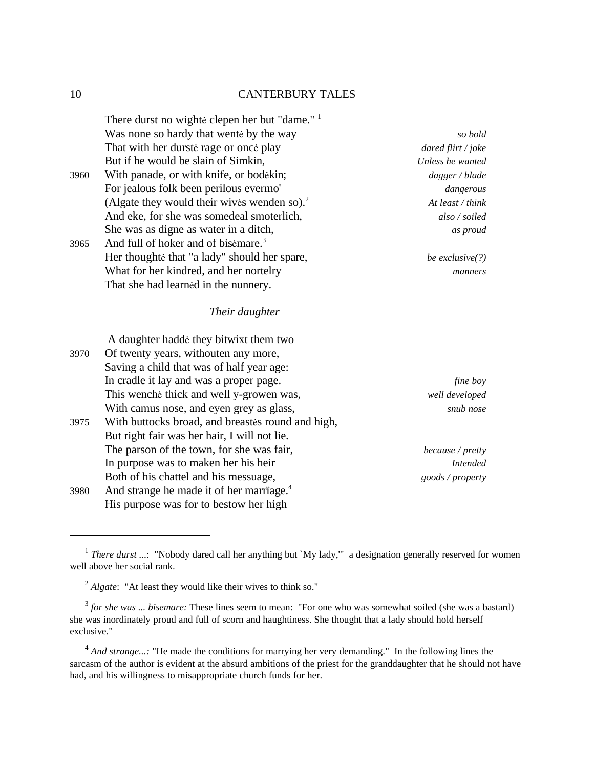| | | |
|---|---|---|
| | There durst no wightė clepen her but "dame." [1] | |
| | Was none so hardy that wentė by the way | *so bold* |
| | That with her durstė rage or oncė play | *dared flirt / joke* |
| | But if he would be slain of Simkin, | *Unless he wanted* |
| 3960 | With panade, or with knife, or bodėkin; | *dagger / blade* |
| | For jealous folk been perilous evermo' | *dangerous* |
| | (Algate they would their wivės wenden so).[2] | *At least / think* |
| | And eke, for she was somedeal smoterlich, | *also / soiled* |
| | She was as digne as water in a ditch, | *as proud* |
| 3965 | And full of hoker and of bisėmare.[3] | |
| | Her thoughtė that "a lady" should her spare, | *be exclusive(?)* |
| | What for her kindred, and her nortelry | *manners* |
| | That she had learnėd in the nunnery. | |

### *Their daughter*

| | | |
|---|---|---|
| | A daughter haddė they bitwixt them two | |
| 3970 | Of twenty years, withouten any more, | |
| | Saving a child that was of half year age: | |
| | In cradle it lay and was a proper page. | *fine boy* |
| | This wenchė thick and well y-growen was, | *well developed* |
| | With camus nose, and eyen grey as glass, | *snub nose* |
| 3975 | With buttocks broad, and breastės round and high, | |
| | But right fair was her hair, I will not lie. | |
| | The parson of the town, for she was fair, | *because / pretty* |
| | In purpose was to maken her his heir | *Intended* |
| | Both of his chattel and his messuage, | *goods / property* |
| 3980 | And strange he made it of her marrïage.[4] | |
| | His purpose was for to bestow her high | |

---

[1] *There durst ...*: "Nobody dared call her anything but `My lady,'" a designation generally reserved for women well above her social rank.

[2] *Algate*: "At least they would like their wives to think so."

[3] *for she was ... bisemare:* These lines seem to mean: "For one who was somewhat soiled (she was a bastard) she was inordinately proud and full of scorn and haughtiness. She thought that a lady should hold herself exclusive."

[4] *And strange...:* "He made the conditions for marrying her very demanding." In the following lines the sarcasm of the author is evident at the absurd ambitions of the priest for the granddaughter that he should not have had, and his willingness to misappropriate church funds for her.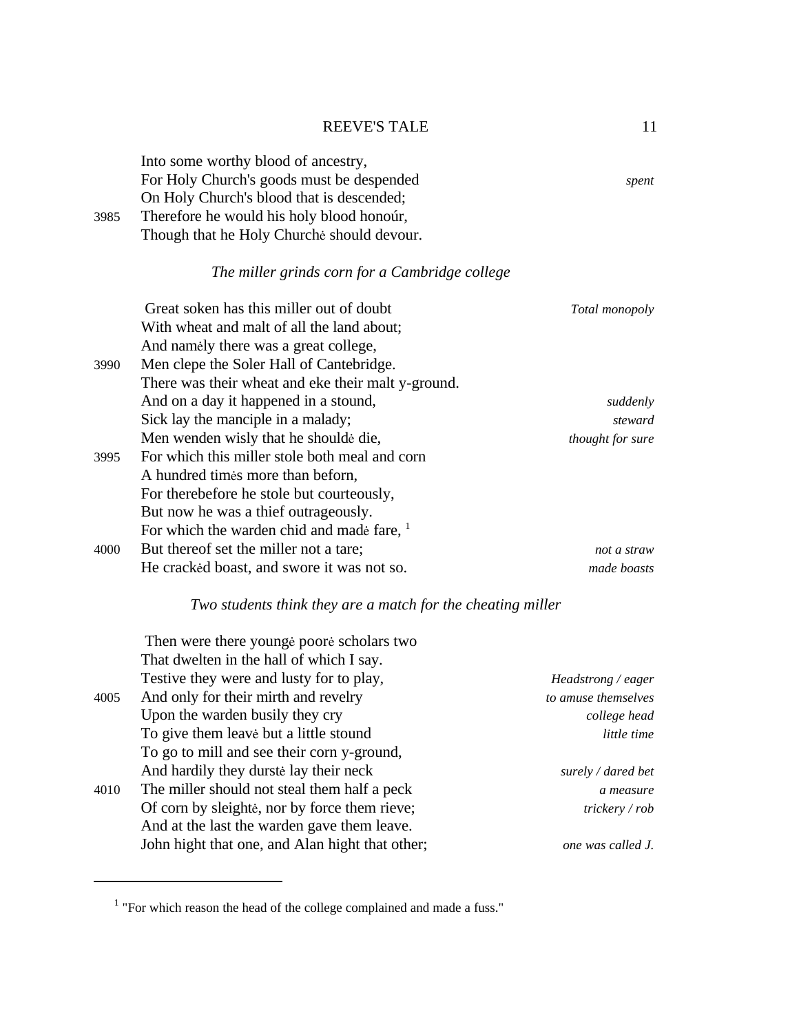Into some worthy blood of ancestry,
For Holy Church's goods must be despended — *spent*
On Holy Church's blood that is descended;
3985 Therefore he would his holy blood honoúr,
Though that he Holy Churchė should devour.

*The miller grinds corn for a Cambridge college*

Great soken has this miller out of doubt — *Total monopoly*
With wheat and malt of all the land about;
And namėly there was a great college,
3990 Men clepe the Soler Hall of Cantebridge.
There was their wheat and eke their malt y-ground.
And on a day it happened in a stound, — *suddenly*
Sick lay the manciple in a malady; — *steward*
Men wenden wisly that he shouldė die, — *thought for sure*
3995 For which this miller stole both meal and corn
A hundred timės more than beforn,
For therebefore he stole but courteously,
But now he was a thief outrageously.
For which the warden chid and madė fare, [1]
4000 But thereof set the miller not a tare; — *not a straw*
He crackėd boast, and swore it was not so. — *made boasts*

*Two students think they are a match for the cheating miller*

Then were there youngė poorė scholars two
That dwelten in the hall of which I say.
Testive they were and lusty for to play, — *Headstrong / eager*
4005 And only for their mirth and revelry — *to amuse themselves*
Upon the warden busily they cry — *college head*
To give them leavė but a little stound — *little time*
To go to mill and see their corn y-ground,
And hardily they durstė lay their neck — *surely / dared bet*
4010 The miller should not steal them half a peck — *a measure*
Of corn by sleightė, nor by force them rieve; — *trickery / rob*
And at the last the warden gave them leave.
John hight that one, and Alan hight that other; — *one was called J.*

---

[1] "For which reason the head of the college complained and made a fuss."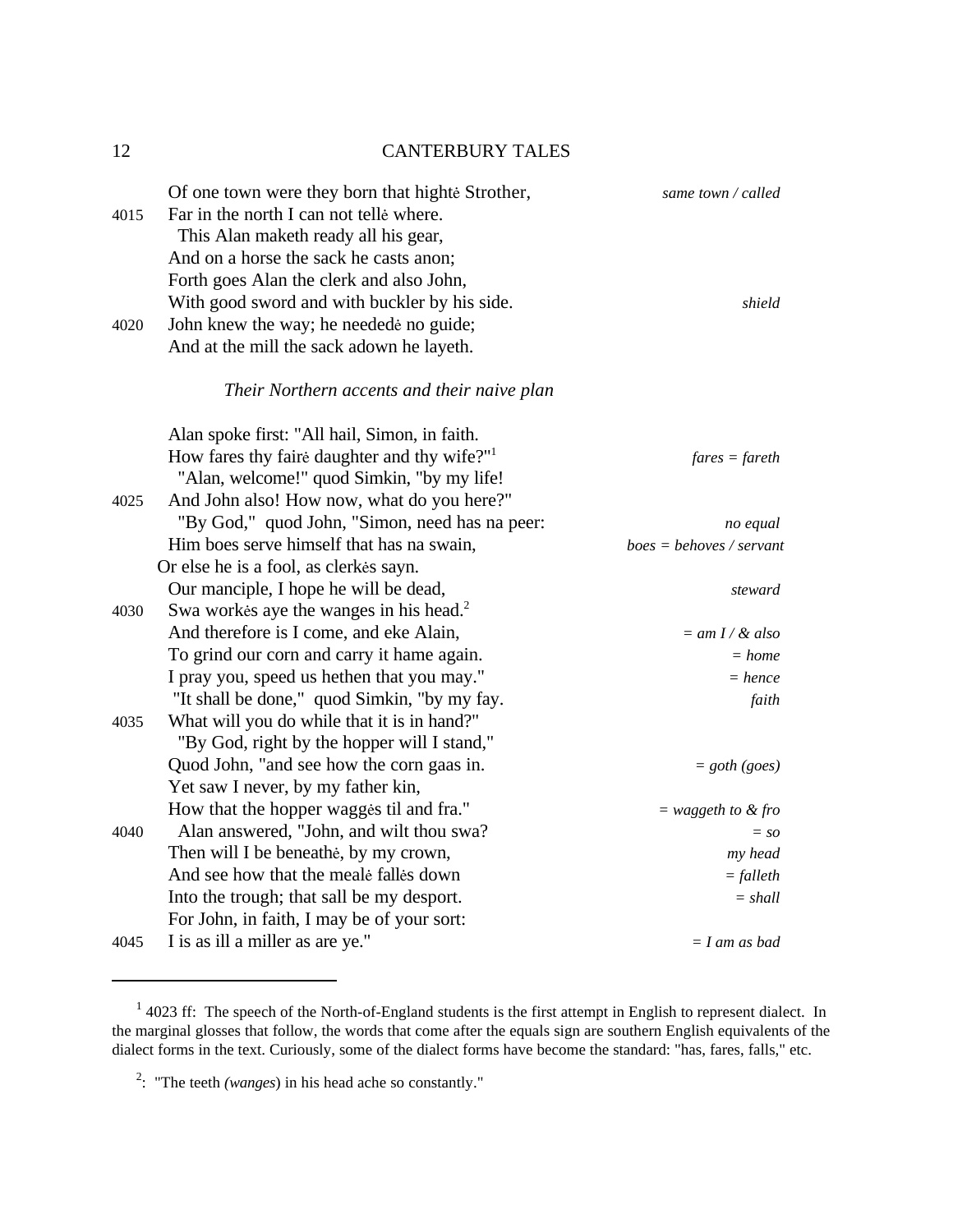Of one town were they born that hightė Strother, *same town / called*
4015 Far in the north I can not tellė where.
  This Alan maketh ready all his gear,
And on a horse the sack he casts anon;
Forth goes Alan the clerk and also John,
With good sword and with buckler by his side. *shield*
4020 John knew the way; he neededė no guide;
And at the mill the sack adown he layeth.

*Their Northern accents and their naive plan*

Alan spoke first: "All hail, Simon, in faith.
How fares thy fairė daughter and thy wife?"[1] *fares = fareth*
  "Alan, welcome!" quod Simkin, "by my life!
4025 And John also! How now, what do you here?"
  "By God," quod John, "Simon, need has na peer: *no equal*
Him boes serve himself that has na swain, *boes = behoves / servant*
Or else he is a fool, as clerkės sayn.
Our manciple, I hope he will be dead, *steward*
4030 Swa workės aye the wanges in his head.[2]
And therefore is I come, and eke Alain, *= am I / & also*
To grind our corn and carry it hame again. *= home*
I pray you, speed us hethen that you may." *= hence*
  "It shall be done," quod Simkin, "by my fay. *faith*
4035 What will you do while that it is in hand?"
  "By God, right by the hopper will I stand,"
Quod John, "and see how the corn gaas in. *= goth (goes)*
Yet saw I never, by my father kin,
How that the hopper waggės til and fra." *= waggeth to & fro*
4040  Alan answered, "John, and wilt thou swa? *= so*
Then will I be beneathė, by my crown, *my head*
And see how that the mealė fallės down *= falleth*
Into the trough; that sall be my desport. *= shall*
For John, in faith, I may be of your sort:
4045 I is as ill a miller as are ye." *= I am as bad*

---

[1] 4023 ff: The speech of the North-of-England students is the first attempt in English to represent dialect. In the marginal glosses that follow, the words that come after the equals sign are southern English equivalents of the dialect forms in the text. Curiously, some of the dialect forms have become the standard: "has, fares, falls," etc.

[2]: "The teeth *(wanges)* in his head ache so constantly."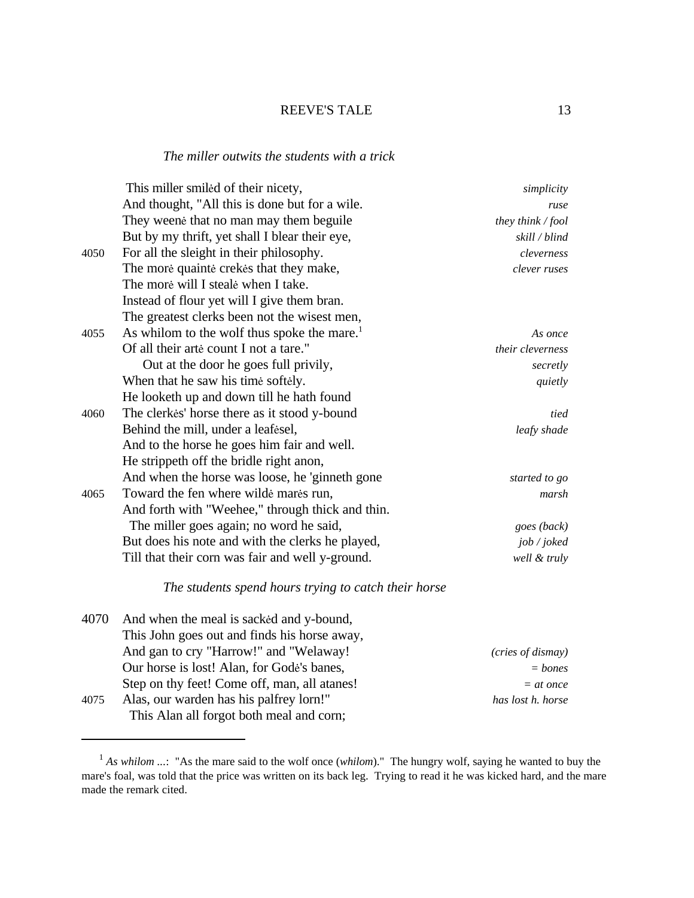### *The miller outwits the students with a trick*

| | | |
|---|---|---|
| | This miller smilėd of their nicety, | *simplicity* |
| | And thought, "All this is done but for a wile. | *ruse* |
| | They weenė that no man may them beguile | *they think / fool* |
| | But by my thrift, yet shall I blear their eye, | *skill / blind* |
| 4050 | For all the sleight in their philosophy. | *cleverness* |
| | The morė quaintė crekės that they make, | *clever ruses* |
| | The morė will I stealė when I take. | |
| | Instead of flour yet will I give them bran. | |
| | The greatest clerks been not the wisest men, | |
| 4055 | As whilom to the wolf thus spoke the mare.[1] | *As once* |
| | Of all their artė count I not a tare." | *their cleverness* |
| | Out at the door he goes full privily, | *secretly* |
| | When that he saw his timė softėly. | *quietly* |
| | He looketh up and down till he hath found | |
| 4060 | The clerkės' horse there as it stood y-bound | *tied* |
| | Behind the mill, under a leafėsel, | *leafy shade* |
| | And to the horse he goes him fair and well. | |
| | He strippeth off the bridle right anon, | |
| | And when the horse was loose, he 'ginneth gone | *started to go* |
| 4065 | Toward the fen where wildė marės run, | *marsh* |
| | And forth with "Weehee," through thick and thin. | |
| | The miller goes again; no word he said, | *goes (back)* |
| | But does his note and with the clerks he played, | *job / joked* |
| | Till that their corn was fair and well y-ground. | *well & truly* |

### *The students spend hours trying to catch their horse*

| | | |
|---|---|---|
| 4070 | And when the meal is sackėd and y-bound, | |
| | This John goes out and finds his horse away, | |
| | And gan to cry "Harrow!" and "Welaway! | *(cries of dismay)* |
| | Our horse is lost! Alan, for Godė's banes, | *= bones* |
| | Step on thy feet! Come off, man, all atanes! | *= at once* |
| 4075 | Alas, our warden has his palfrey lorn!" | *has lost h. horse* |
| | This Alan all forgot both meal and corn; | |

---

[1] *As whilom ...*: "As the mare said to the wolf once (*whilom*)." The hungry wolf, saying he wanted to buy the mare's foal, was told that the price was written on its back leg. Trying to read it he was kicked hard, and the mare made the remark cited.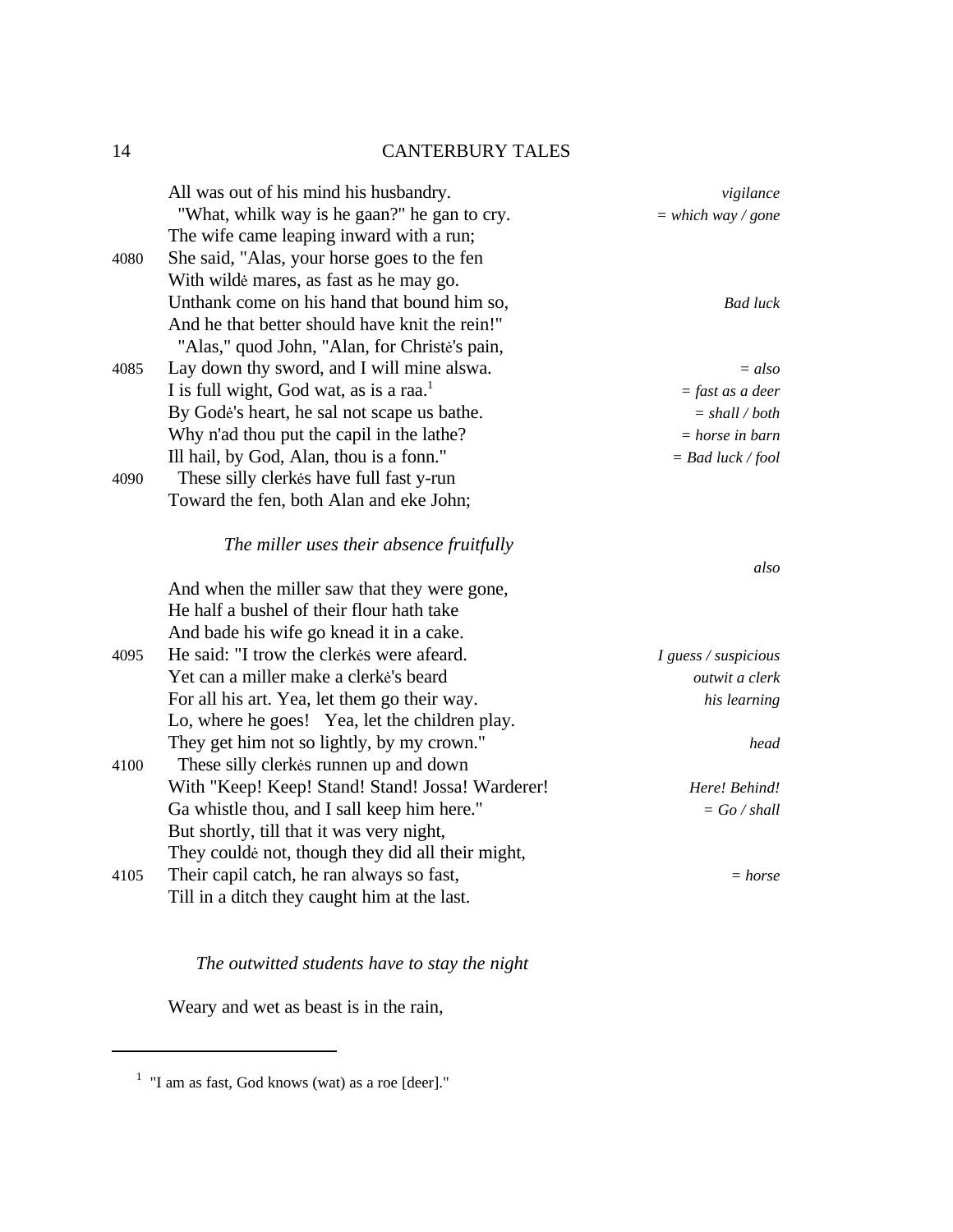All was out of his mind his husbandry. *vigilance*
"What, whilk way is he gaan?" he gan to cry. *= which way / gone*
The wife came leaping inward with a run;
4080 She said, "Alas, your horse goes to the fen
With wildė mares, as fast as he may go.
Unthank come on his hand that bound him so, *Bad luck*
And he that better should have knit the rein!"
"Alas," quod John, "Alan, for Christė's pain,
4085 Lay down thy sword, and I will mine alswa. *= also*
I is full wight, God wat, as is a raa.[1] *= fast as a deer*
By Godė's heart, he sal not scape us bathe. *= shall / both*
Why n'ad thou put the capil in the lathe? *= horse in barn*
Ill hail, by God, Alan, thou is a fonn." *= Bad luck / fool*
4090 These silly clerkės have full fast y-run
Toward the fen, both Alan and eke John; *also*

*The miller uses their absence fruitfully*

And when the miller saw that they were gone,
He half a bushel of their flour hath take
And bade his wife go knead it in a cake.
4095 He said: "I trow the clerkės were afeard. *I guess / suspicious*
Yet can a miller make a clerkė's beard *outwit a clerk*
For all his art. Yea, let them go their way. *his learning*
Lo, where he goes! Yea, let the children play.
They get him not so lightly, by my crown." *head*
4100 These silly clerkės runnen up and down
With "Keep! Keep! Stand! Stand! Jossa! Warderer! *Here! Behind!*
Ga whistle thou, and I sall keep him here." *= Go / shall*
But shortly, till that it was very night,
They couldė not, though they did all their might,
4105 Their capil catch, he ran always so fast, *= horse*
Till in a ditch they caught him at the last.

*The outwitted students have to stay the night*

Weary and wet as beast is in the rain,

---

[1] "I am as fast, God knows (wat) as a roe [deer]."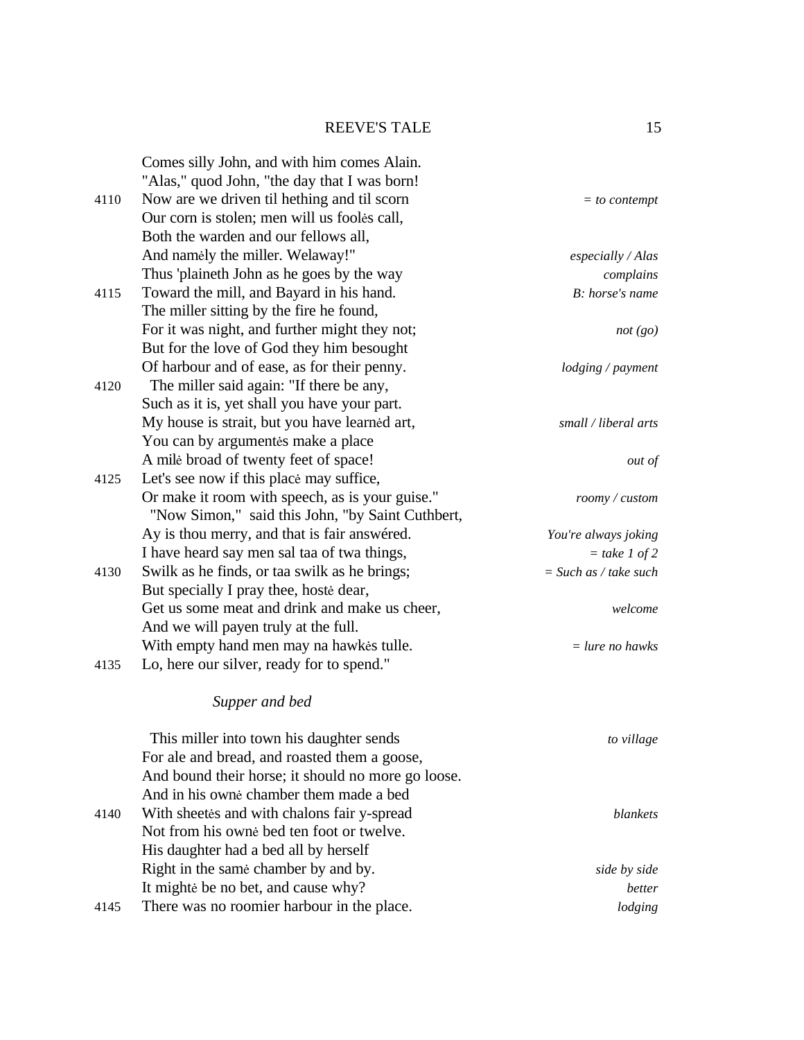| | | |
|---|---|---|
| | Comes silly John, and with him comes Alain. | |
| | "Alas," quod John, "the day that I was born! | |
| 4110 | Now are we driven til hething and til scorn | *= to contempt* |
| | Our corn is stolen; men will us foolės call, | |
| | Both the warden and our fellows all, | |
| | And namėly the miller. Welaway!" | *especially / Alas* |
| | Thus 'plaineth John as he goes by the way | *complains* |
| 4115 | Toward the mill, and Bayard in his hand. | *B: horse's name* |
| | The miller sitting by the fire he found, | |
| | For it was night, and further might they not; | *not (go)* |
| | But for the love of God they him besought | |
| | Of harbour and of ease, as for their penny. | *lodging / payment* |
| 4120 | The miller said again: "If there be any, | |
| | Such as it is, yet shall you have your part. | |
| | My house is strait, but you have learnėd art, | *small / liberal arts* |
| | You can by argumentės make a place | |
| | A milė broad of twenty feet of space! | *out of* |
| 4125 | Let's see now if this placė may suffice, | |
| | Or make it room with speech, as is your guise." | *roomy / custom* |
| | "Now Simon," said this John, "by Saint Cuthbert, | |
| | Ay is thou merry, and that is fair answéred. | *You're always joking* |
| | I have heard say men sal taa of twa things, | *= take 1 of 2* |
| 4130 | Swilk as he finds, or taa swilk as he brings; | *= Such as / take such* |
| | But specially I pray thee, hostė dear, | |
| | Get us some meat and drink and make us cheer, | *welcome* |
| | And we will payen truly at the full. | |
| | With empty hand men may na hawkės tulle. | *= lure no hawks* |
| 4135 | Lo, here our silver, ready for to spend." | |

*Supper and bed*

| | | |
|---|---|---|
| | This miller into town his daughter sends | *to village* |
| | For ale and bread, and roasted them a goose, | |
| | And bound their horse; it should no more go loose. | |
| | And in his ownė chamber them made a bed | |
| 4140 | With sheetės and with chalons fair y-spread | *blankets* |
| | Not from his ownė bed ten foot or twelve. | |
| | His daughter had a bed all by herself | |
| | Right in the samė chamber by and by. | *side by side* |
| | It mightė be no bet, and cause why? | *better* |
| 4145 | There was no roomier harbour in the place. | *lodging* |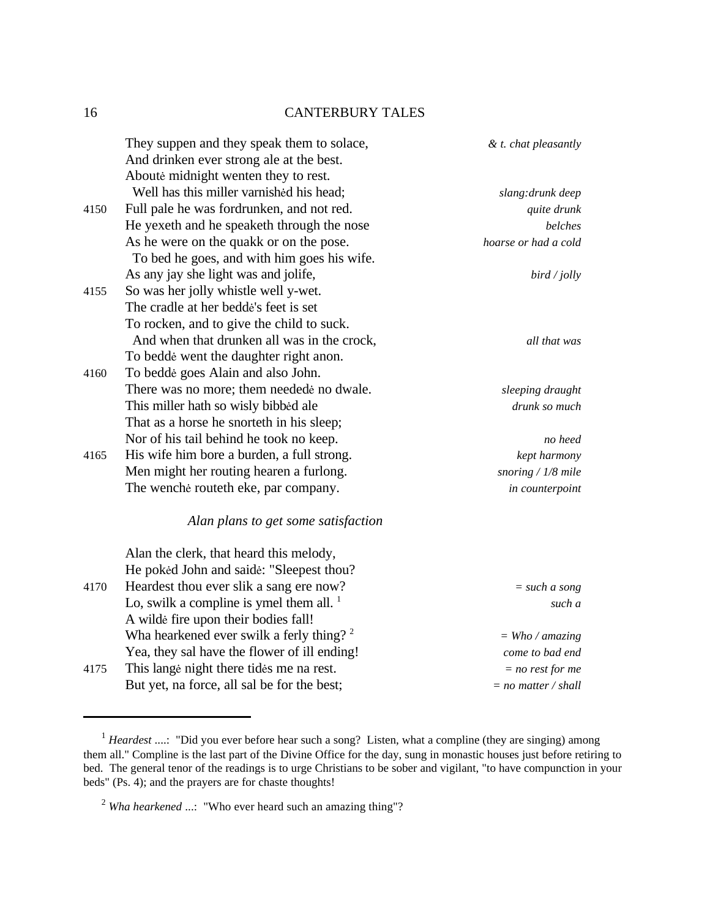They suppen and they speak them to solace, *& t. chat pleasantly*
And drinken ever strong ale at the best.
Aboutė midnight wenten they to rest.
 Well has this miller varnishėd his head; *slang:drunk deep*
4150 Full pale he was fordrunken, and not red. *quite drunk*
He yexeth and he speaketh through the nose *belches*
As he were on the quakk or on the pose. *hoarse or had a cold*
 To bed he goes, and with him goes his wife.
As any jay she light was and jolife, *bird / jolly*
4155 So was her jolly whistle well y-wet.
The cradle at her beddė's feet is set
To rocken, and to give the child to suck.
 And when that drunken all was in the crock, *all that was*
To beddė went the daughter right anon.
4160 To beddė goes Alain and also John.
There was no more; them neededė no dwale. *sleeping draught*
This miller hath so wisly bibbėd ale *drunk so much*
That as a horse he snorteth in his sleep;
Nor of his tail behind he took no keep. *no heed*
4165 His wife him bore a burden, a full strong. *kept harmony*
Men might her routing hearen a furlong. *snoring / 1/8 mile*
The wenchė routeth eke, par company. *in counterpoint*

### *Alan plans to get some satisfaction*

Alan the clerk, that heard this melody,
He pokėd John and saidė: "Sleepest thou?
4170 Heardest thou ever slik a sang ere now? *= such a song*
Lo, swilk a compline is ymel them all. [1] *such a*
A wildė fire upon their bodies fall!
Wha hearkened ever swilk a ferly thing? [2] *= Who / amazing*
Yea, they sal have the flower of ill ending! *come to bad end*
4175 This langė night there tidės me na rest. *= no rest for me*
But yet, na force, all sal be for the best; *= no matter / shall*

---

[1] *Heardest* ....: "Did you ever before hear such a song? Listen, what a compline (they are singing) among them all." Compline is the last part of the Divine Office for the day, sung in monastic houses just before retiring to bed. The general tenor of the readings is to urge Christians to be sober and vigilant, "to have compunction in your beds" (Ps. 4); and the prayers are for chaste thoughts!

[2] *Wha hearkened* ...: "Who ever heard such an amazing thing"?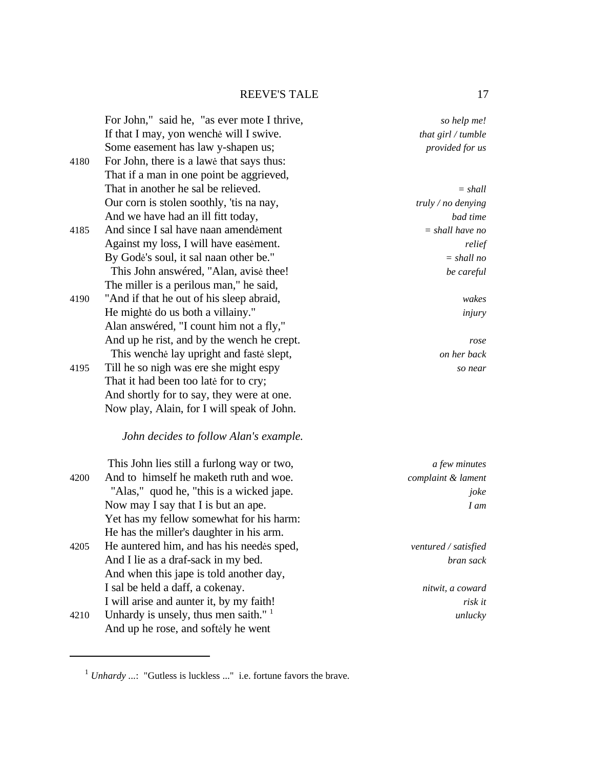| | | |
|---|---|---|
| | For John," said he, "as ever mote I thrive, | *so help me!* |
| | If that I may, yon wenchė will I swive. | *that girl / tumble* |
| | Some easement has law y-shapen us; | *provided for us* |
| 4180 | For John, there is a lawė that says thus: | |
| | That if a man in one point be aggrieved, | |
| | That in another he sal be relieved. | *= shall* |
| | Our corn is stolen soothly, 'tis na nay, | *truly / no denying* |
| | And we have had an ill fitt today, | *bad time* |
| 4185 | And since I sal have naan amendėment | *= shall have no* |
| | Against my loss, I will have easėment. | *relief* |
| | By Godė's soul, it sal naan other be." | *= shall no* |
| | This John answéred, "Alan, avisė thee! | *be careful* |
| | The miller is a perilous man," he said, | |
| 4190 | "And if that he out of his sleep abraid, | *wakes* |
| | He mightė do us both a villainy." | *injury* |
| | Alan answéred, "I count him not a fly," | |
| | And up he rist, and by the wench he crept. | *rose* |
| | This wenchė lay upright and fastė slept, | *on her back* |
| 4195 | Till he so nigh was ere she might espy | *so near* |
| | That it had been too latė for to cry; | |
| | And shortly for to say, they were at one. | |
| | Now play, Alain, for I will speak of John. | |

*John decides to follow Alan's example.*

| | | |
|---|---|---|
| | This John lies still a furlong way or two, | *a few minutes* |
| 4200 | And to himself he maketh ruth and woe. | *complaint & lament* |
| | "Alas," quod he, "this is a wicked jape. | *joke* |
| | Now may I say that I is but an ape. | *I am* |
| | Yet has my fellow somewhat for his harm: | |
| | He has the miller's daughter in his arm. | |
| 4205 | He auntered him, and has his needės sped, | *ventured / satisfied* |
| | And I lie as a draf-sack in my bed. | *bran sack* |
| | And when this jape is told another day, | |
| | I sal be held a daff, a cokenay. | *nitwit, a coward* |
| | I will arise and aunter it, by my faith! | *risk it* |
| 4210 | Unhardy is unsely, thus men saith." [1] | *unlucky* |
| | And up he rose, and softėly he went | |

[1] *Unhardy* ...: "Gutless is luckless ..." i.e. fortune favors the brave.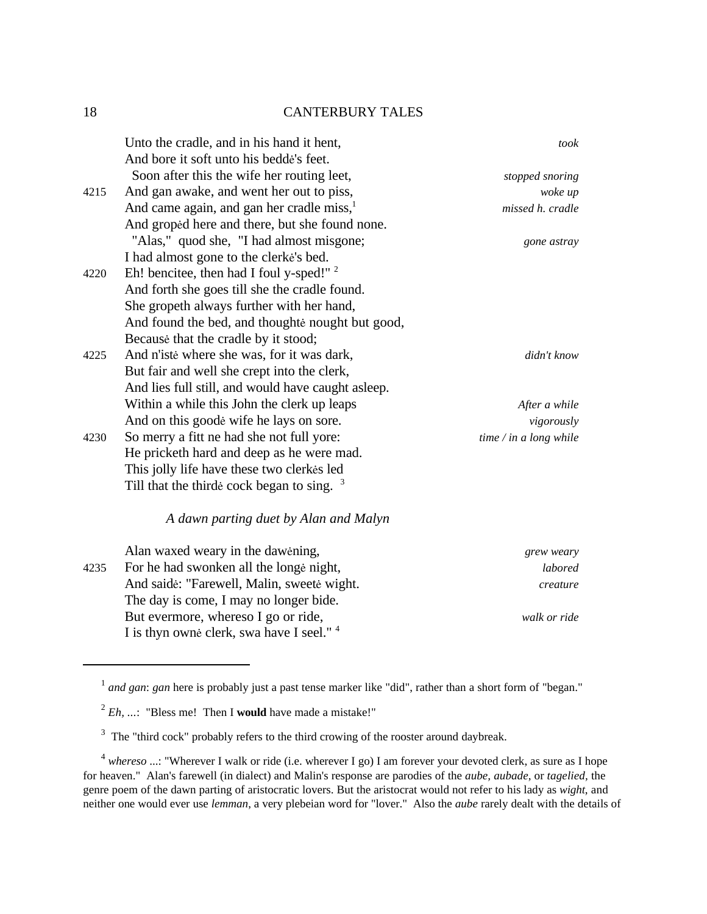Unto the cradle, and in his hand it hent, *took*
And bore it soft unto his beddė's feet.
Soon after this the wife her routing leet, *stopped snoring*
4215 And gan awake, and went her out to piss, *woke up*
And came again, and gan her cradle miss,[1] *missed h. cradle*
And gropėd here and there, but she found none.
"Alas," quod she, "I had almost misgone; *gone astray*
I had almost gone to the clerkė's bed.
4220 Eh! bencitee, then had I foul y-sped!" [2]
And forth she goes till she the cradle found.
She gropeth always further with her hand,
And found the bed, and thoughtė nought but good,
Becausė that the cradle by it stood;
4225 And n'istė where she was, for it was dark, *didn't know*
But fair and well she crept into the clerk,
And lies full still, and would have caught asleep.
Within a while this John the clerk up leaps *After a while*
And on this goodė wife he lays on sore. *vigorously*
4230 So merry a fitt ne had she not full yore: *time / in a long while*
He pricketh hard and deep as he were mad.
This jolly life have these two clerkės led
Till that the thirdė cock began to sing. [3]

*A dawn parting duet by Alan and Malyn*

Alan waxed weary in the dawėning, *grew weary*
4235 For he had swonken all the longė night, *labored*
And saidė: "Farewell, Malin, sweetė wight. *creature*
The day is come, I may no longer bide.
But evermore, whereso I go or ride, *walk or ride*
I is thyn ownė clerk, swa have I seel." [4]

---

[1] *and gan*: *gan* here is probably just a past tense marker like "did", rather than a short form of "began."

[2] *Eh, ...*: "Bless me! Then I **would** have made a mistake!"

[3] The "third cock" probably refers to the third crowing of the rooster around daybreak.

[4] *whereso ...*: "Wherever I walk or ride (i.e. wherever I go) I am forever your devoted clerk, as sure as I hope for heaven." Alan's farewell (in dialect) and Malin's response are parodies of the *aube, aubade*, or *tagelied*, the genre poem of the dawn parting of aristocratic lovers. But the aristocrat would not refer to his lady as *wight*, and neither one would ever use *lemman*, a very plebeian word for "lover." Also the *aube* rarely dealt with the details of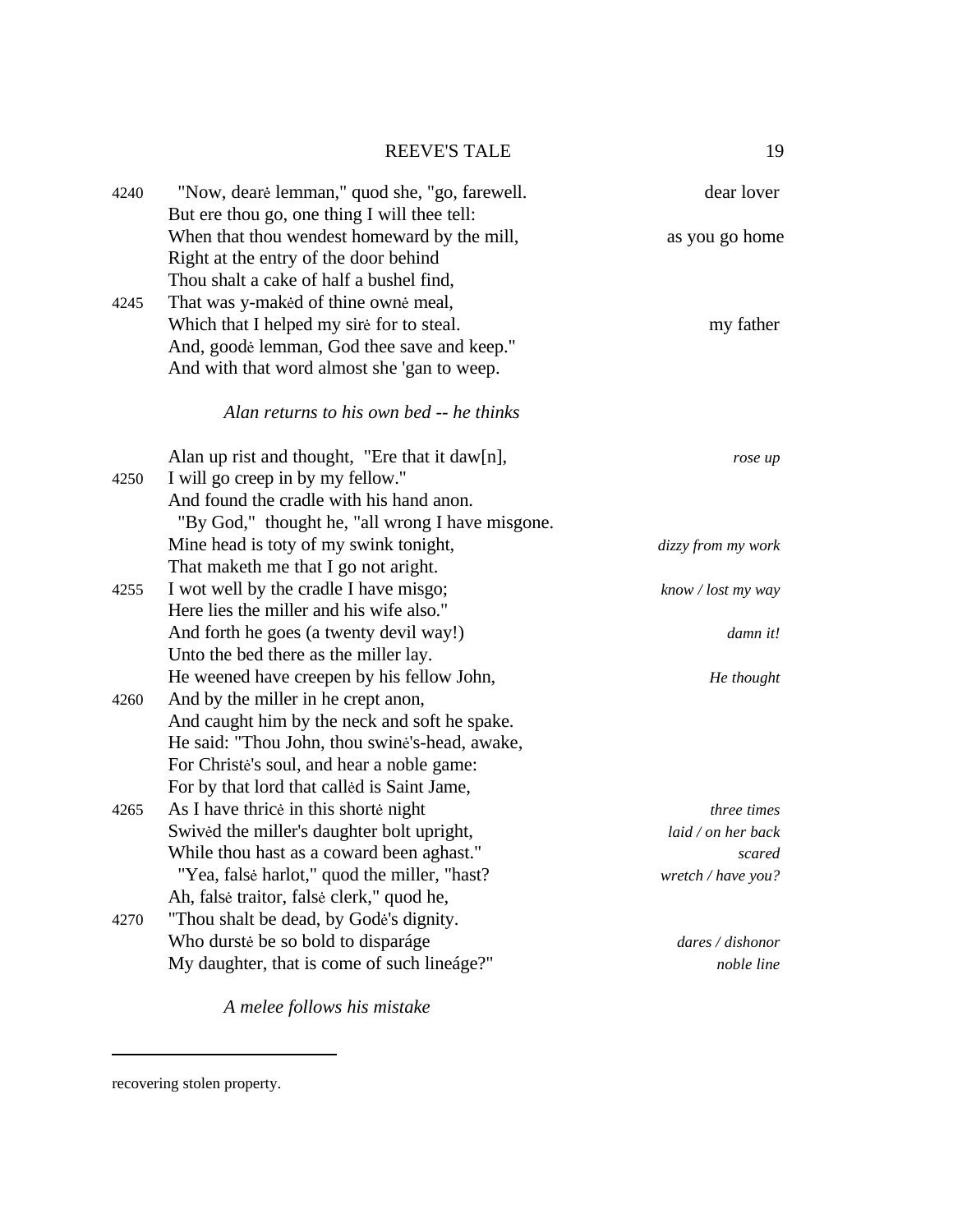| | | |
|---|---|---|
| 4240 | "Now, dearė lemman," quod she, "go, farewell. | dear lover |
| | But ere thou go, one thing I will thee tell: | |
| | When that thou wendest homeward by the mill, | as you go home |
| | Right at the entry of the door behind | |
| | Thou shalt a cake of half a bushel find, | |
| 4245 | That was y-makėd of thine ownė meal, | |
| | Which that I helped my sirė for to steal. | my father |
| | And, goodė lemman, God thee save and keep." | |
| | And with that word almost she 'gan to weep. | |

*Alan returns to his own bed -- he thinks*

| | | |
|---|---|---|
| | Alan up rist and thought, "Ere that it daw[n], | *rose up* |
| 4250 | I will go creep in by my fellow." | |
| | And found the cradle with his hand anon. | |
| | "By God," thought he, "all wrong I have misgone. | |
| | Mine head is toty of my swink tonight, | *dizzy from my work* |
| | That maketh me that I go not aright. | |
| 4255 | I wot well by the cradle I have misgo; | *know / lost my way* |
| | Here lies the miller and his wife also." | |
| | And forth he goes (a twenty devil way!) | *damn it!* |
| | Unto the bed there as the miller lay. | |
| | He weened have creepen by his fellow John, | *He thought* |
| 4260 | And by the miller in he crept anon, | |
| | And caught him by the neck and soft he spake. | |
| | He said: "Thou John, thou swinė's-head, awake, | |
| | For Christė's soul, and hear a noble game: | |
| | For by that lord that callėd is Saint Jame, | |
| 4265 | As I have thricė in this shortė night | *three times* |
| | Swivėd the miller's daughter bolt upright, | *laid / on her back* |
| | While thou hast as a coward been aghast." | *scared* |
| | "Yea, falsė harlot," quod the miller, "hast? | *wretch / have you?* |
| | Ah, falsė traitor, falsė clerk," quod he, | |
| 4270 | "Thou shalt be dead, by Godė's dignity. | |
| | Who durstė be so bold to disparáge | *dares / dishonor* |
| | My daughter, that is come of such lineáge?" | *noble line* |

*A melee follows his mistake*

---

recovering stolen property.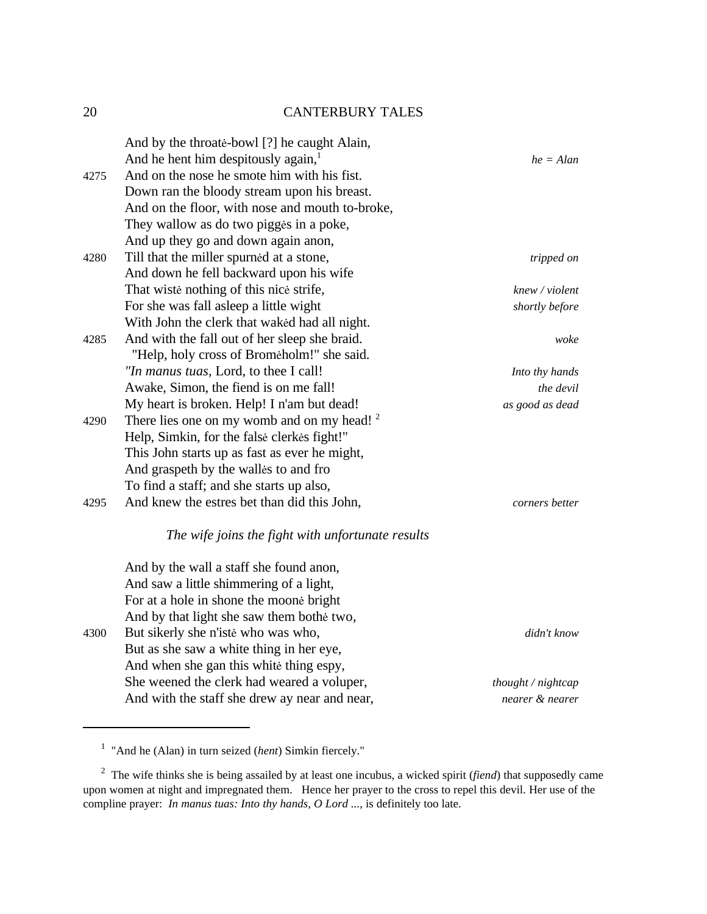And by the throatė-bowl [?] he caught Alain,
And he hent him despitously again,[1] *he = Alan*
4275 And on the nose he smote him with his fist.
Down ran the bloody stream upon his breast.
And on the floor, with nose and mouth to-broke,
They wallow as do two piggės in a poke,
And up they go and down again anon,
4280 Till that the miller spurnėd at a stone, *tripped on*
And down he fell backward upon his wife
That wistė nothing of this nicė strife, *knew / violent*
For she was fall asleep a little wight *shortly before*
With John the clerk that wakėd had all night.
4285 And with the fall out of her sleep she braid. *woke*
"Help, holy cross of Bromėholm!" she said.
*"In manus tuas,* Lord, to thee I call! *Into thy hands*
Awake, Simon, the fiend is on me fall! *the devil*
My heart is broken. Help! I n'am but dead! *as good as dead*
4290 There lies one on my womb and on my head! [2]
Help, Simkin, for the falsė clerkės fight!"
This John starts up as fast as ever he might,
And graspeth by the wallės to and fro
To find a staff; and she starts up also,
4295 And knew the estres bet than did this John, *corners better*

*The wife joins the fight with unfortunate results*

And by the wall a staff she found anon,
And saw a little shimmering of a light,
For at a hole in shone the moonė bright
And by that light she saw them bothė two,
4300 But sikerly she n'istė who was who, *didn't know*
But as she saw a white thing in her eye,
And when she gan this whitė thing espy,
She weened the clerk had weared a voluper, *thought / nightcap*
And with the staff she drew ay near and near, *nearer & nearer*

---

[1] "And he (Alan) in turn seized (*hent*) Simkin fiercely."

[2] The wife thinks she is being assailed by at least one incubus, a wicked spirit (*fiend*) that supposedly came upon women at night and impregnated them. Hence her prayer to the cross to repel this devil. Her use of the compline prayer: *In manus tuas: Into thy hands, O Lord ...*, is definitely too late.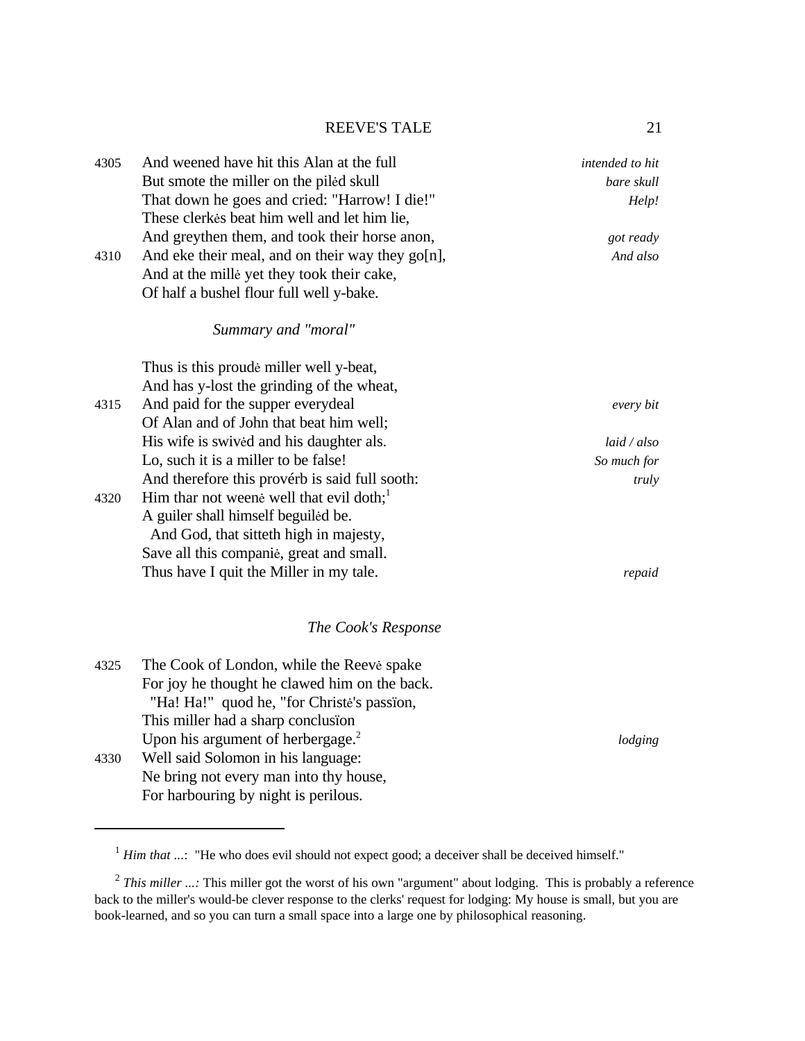4305 And weenеd have hit this Alan at the full — *intended to hit*
But smote the miller on the pilėd skull — *bare skull*
That down he goes and cried: "Harrow! I die!" — *Help!*
These clerkės beat him well and let him lie,
And greythen them, and took their horse anon, — *got ready*
4310 And eke their meal, and on their way they go[n], — *And also*
And at the millė yet they took their cake,
Of half a bushel flour full well y-bake.

*Summary and "moral"*

Thus is this proudė miller well y-beat,
And has y-lost the grinding of the wheat,
4315 And paid for the supper everydeal — *every bit*
Of Alan and of John that beat him well;
His wife is swivėd and his daughter als. — *laid / also*
Lo, such it is a miller to be false! — *So much for*
And therefore this provérb is said full sooth: — *truly*
4320 Him thar not weenė well that evil doth;[1]
A guiler shall himself beguilėd be.
And God, that sitteth high in majesty,
Save all this companiė, great and small.
Thus have I quit the Miller in my tale. — *repaid*

*The Cook's Response*

4325 The Cook of London, while the Reevė spake
For joy he thought he clawed him on the back.
"Ha! Ha!" quod he, "for Christė's passïon,
This miller had a sharp conclusïon
Upon his argument of herbergage.[2] — *lodging*
4330 Well said Solomon in his language:
Ne bring not every man into thy house,
For harbouring by night is perilous.

---

[1] *Him that ...*: "He who does evil should not expect good; a deceiver shall be deceived himself."

[2] *This miller ...:* This miller got the worst of his own "argument" about lodging. This is probably a reference back to the miller's would-be clever response to the clerks' request for lodging: My house is small, but you are book-learned, and so you can turn a small space into a large one by philosophical reasoning.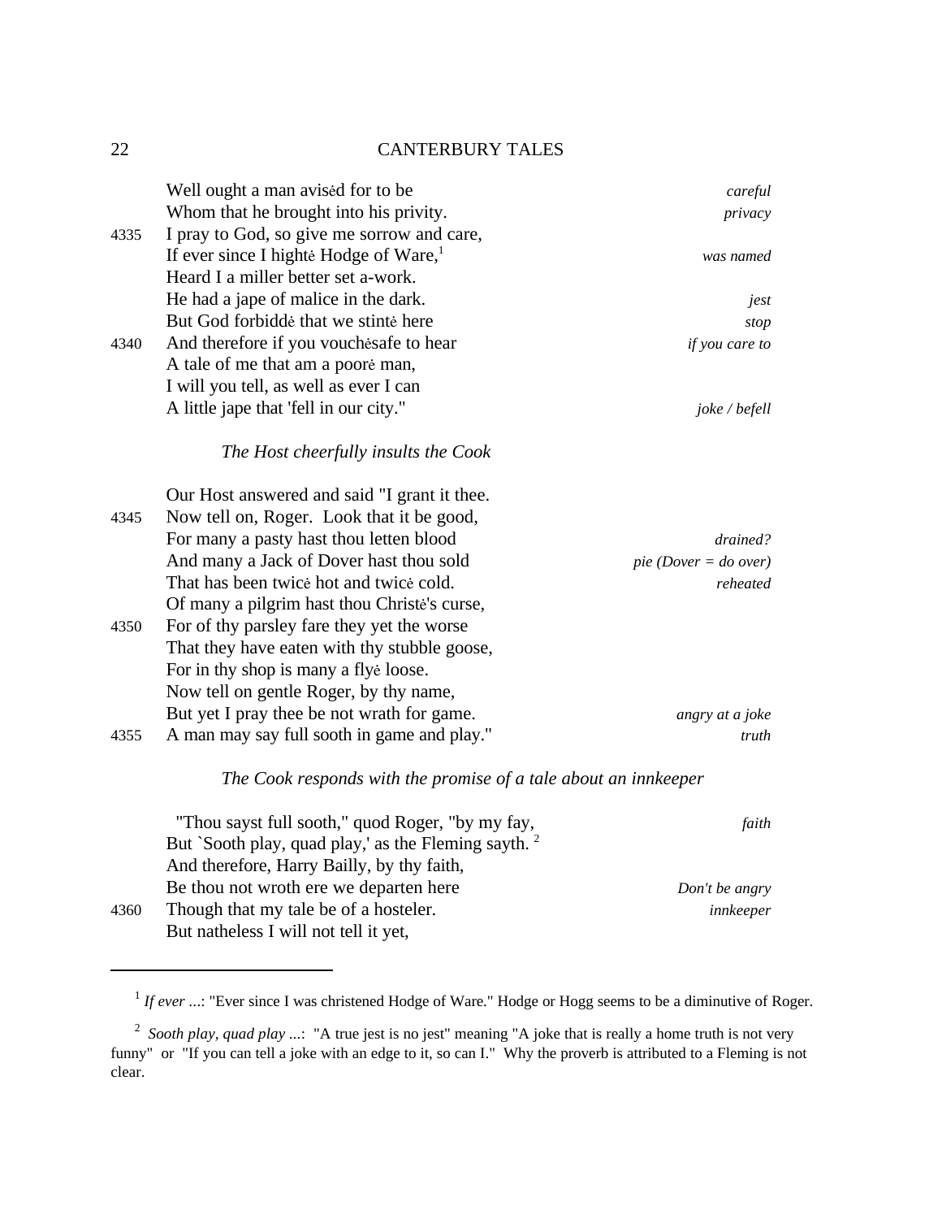| | | |
|---|---|---|
| | Well ought a man avisėd for to be | *careful* |
| | Whom that he brought into his privity. | *privacy* |
| 4335 | I pray to God, so give me sorrow and care, | |
| | If ever since I hightė Hodge of Ware,[1] | *was named* |
| | Heard I a miller better set a-work. | |
| | He had a jape of malice in the dark. | *jest* |
| | But God forbiddė that we stintė here | *stop* |
| 4340 | And therefore if you vouchėsafe to hear | *if you care to* |
| | A tale of me that am a poorė man, | |
| | I will you tell, as well as ever I can | |
| | A little jape that 'fell in our city." | *joke / befell* |

*The Host cheerfully insults the Cook*

| | | |
|---|---|---|
| | Our Host answered and said "I grant it thee. | |
| 4345 | Now tell on, Roger. Look that it be good, | |
| | For many a pasty hast thou letten blood | *drained?* |
| | And many a Jack of Dover hast thou sold | *pie (Dover = do over)* |
| | That has been twicė hot and twicė cold. | *reheated* |
| | Of many a pilgrim hast thou Christė's curse, | |
| 4350 | For of thy parsley fare they yet the worse | |
| | That they have eaten with thy stubble goose, | |
| | For in thy shop is many a flyė loose. | |
| | Now tell on gentle Roger, by thy name, | |
| | But yet I pray thee be not wrath for game. | *angry at a joke* |
| 4355 | A man may say full sooth in game and play." | *truth* |

*The Cook responds with the promise of a tale about an innkeeper*

| | | |
|---|---|---|
| | "Thou sayst full sooth," quod Roger, "by my fay, | *faith* |
| | But `Sooth play, quad play,' as the Fleming sayth. [2] | |
| | And therefore, Harry Bailly, by thy faith, | |
| | Be thou not wroth ere we departen here | *Don't be angry* |
| 4360 | Though that my tale be of a hosteler. | *innkeeper* |
| | But natheless I will not tell it yet, | |

---

[1] *If ever ...*: "Ever since I was christened Hodge of Ware." Hodge or Hogg seems to be a diminutive of Roger.

[2] *Sooth play, quad play ...*: "A true jest is no jest" meaning "A joke that is really a home truth is not very funny" or "If you can tell a joke with an edge to it, so can I." Why the proverb is attributed to a Fleming is not clear.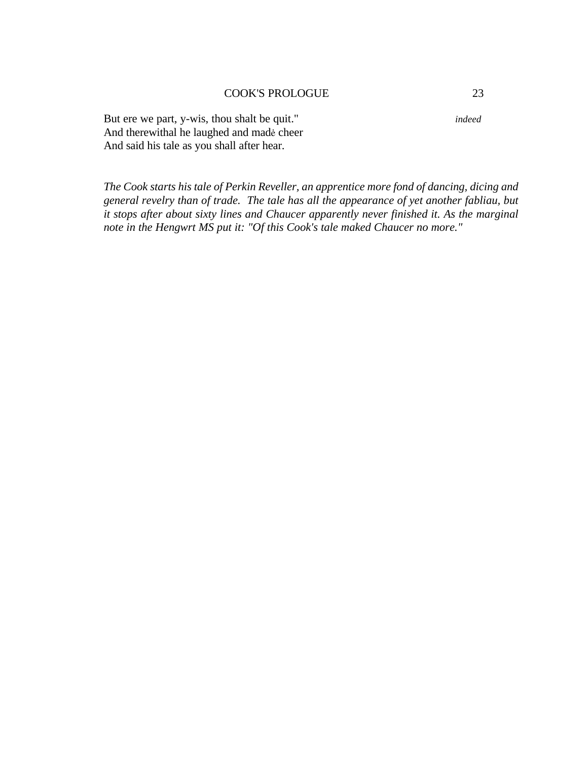But ere we part, y-wis, thou shalt be quit."  *indeed*
And therewithal he laughed and madė cheer
And said his tale as you shall after hear.

*The Cook starts his tale of Perkin Reveller, an apprentice more fond of dancing, dicing and general revelry than of trade. The tale has all the appearance of yet another fabliau, but it stops after about sixty lines and Chaucer apparently never finished it. As the marginal note in the Hengwrt MS put it: "Of this Cook's tale maked Chaucer no more."*